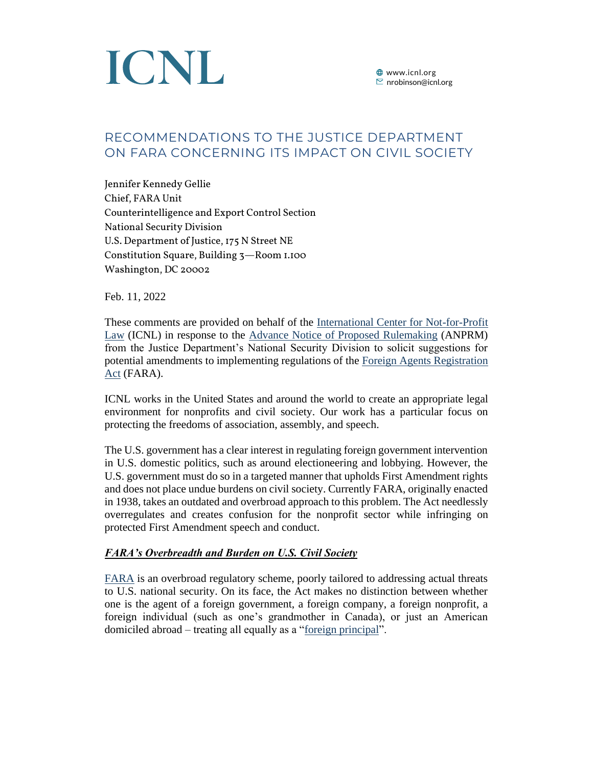# ICNL

www.icnl.org
nrobinson@icnl.org

## RECOMMENDATIONS TO THE JUSTICE DEPARTMENT ON FARA CONCERNING ITS IMPACT ON CIVIL SOCIETY

Jennifer Kennedy Gellie
Chief, FARA Unit
Counterintelligence and Export Control Section
National Security Division
U.S. Department of Justice, 175 N Street NE
Constitution Square, Building 3—Room 1.100
Washington, DC 20002

Feb. 11, 2022

These comments are provided on behalf of the International Center for Not-for-Profit Law (ICNL) in response to the Advance Notice of Proposed Rulemaking (ANPRM) from the Justice Department's National Security Division to solicit suggestions for potential amendments to implementing regulations of the Foreign Agents Registration Act (FARA).

ICNL works in the United States and around the world to create an appropriate legal environment for nonprofits and civil society. Our work has a particular focus on protecting the freedoms of association, assembly, and speech.

The U.S. government has a clear interest in regulating foreign government intervention in U.S. domestic politics, such as around electioneering and lobbying. However, the U.S. government must do so in a targeted manner that upholds First Amendment rights and does not place undue burdens on civil society. Currently FARA, originally enacted in 1938, takes an outdated and overbroad approach to this problem. The Act needlessly overregulates and creates confusion for the nonprofit sector while infringing on protected First Amendment speech and conduct.

***FARA's Overbreadth and Burden on U.S. Civil Society***

FARA is an overbroad regulatory scheme, poorly tailored to addressing actual threats to U.S. national security. On its face, the Act makes no distinction between whether one is the agent of a foreign government, a foreign company, a foreign nonprofit, a foreign individual (such as one's grandmother in Canada), or just an American domiciled abroad – treating all equally as a "foreign principal".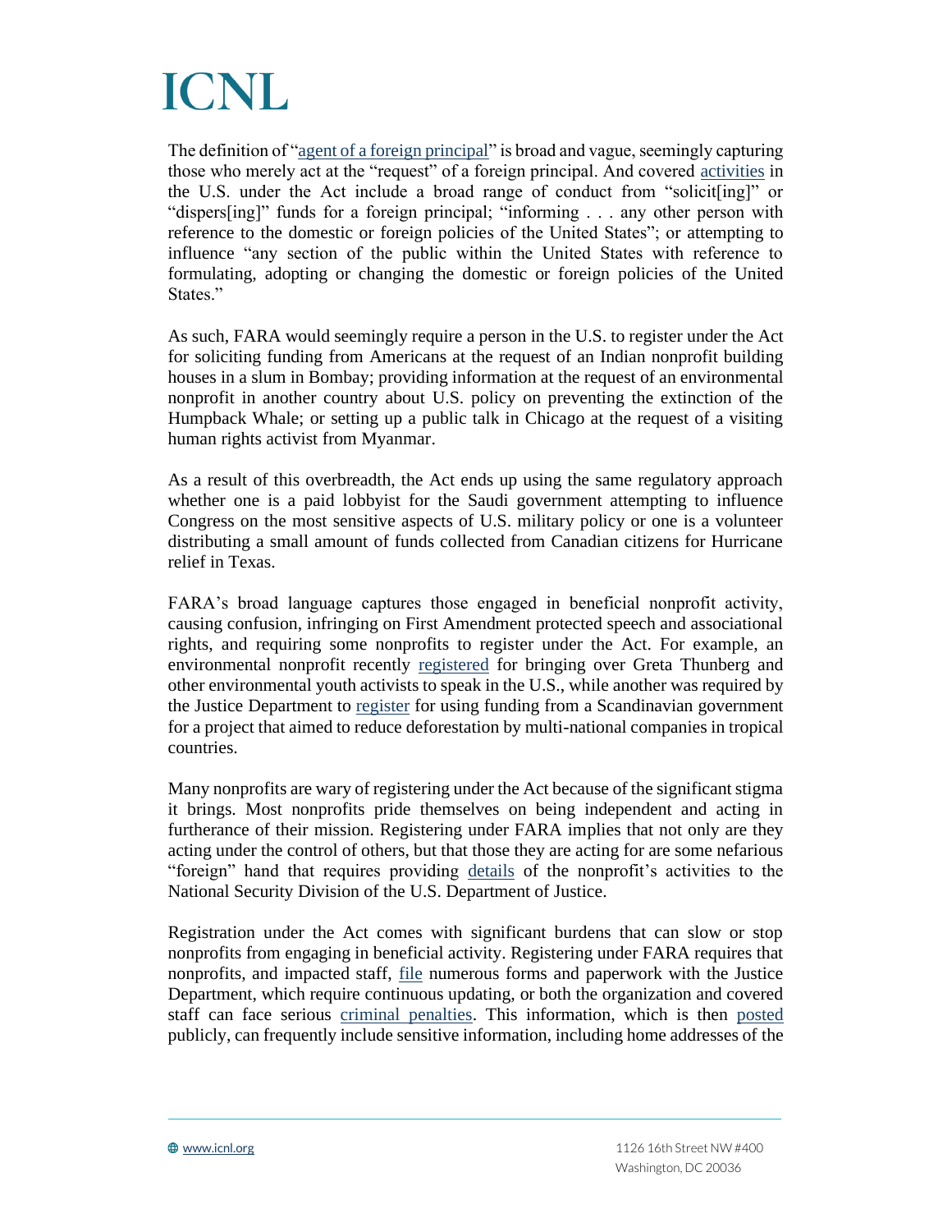The definition of "agent of a foreign principal" is broad and vague, seemingly capturing those who merely act at the "request" of a foreign principal. And covered activities in the U.S. under the Act include a broad range of conduct from "solicit[ing]" or "dispers[ing]" funds for a foreign principal; "informing . . . any other person with reference to the domestic or foreign policies of the United States"; or attempting to influence "any section of the public within the United States with reference to formulating, adopting or changing the domestic or foreign policies of the United States."

As such, FARA would seemingly require a person in the U.S. to register under the Act for soliciting funding from Americans at the request of an Indian nonprofit building houses in a slum in Bombay; providing information at the request of an environmental nonprofit in another country about U.S. policy on preventing the extinction of the Humpback Whale; or setting up a public talk in Chicago at the request of a visiting human rights activist from Myanmar.

As a result of this overbreadth, the Act ends up using the same regulatory approach whether one is a paid lobbyist for the Saudi government attempting to influence Congress on the most sensitive aspects of U.S. military policy or one is a volunteer distributing a small amount of funds collected from Canadian citizens for Hurricane relief in Texas.

FARA's broad language captures those engaged in beneficial nonprofit activity, causing confusion, infringing on First Amendment protected speech and associational rights, and requiring some nonprofits to register under the Act. For example, an environmental nonprofit recently registered for bringing over Greta Thunberg and other environmental youth activists to speak in the U.S., while another was required by the Justice Department to register for using funding from a Scandinavian government for a project that aimed to reduce deforestation by multi-national companies in tropical countries.

Many nonprofits are wary of registering under the Act because of the significant stigma it brings. Most nonprofits pride themselves on being independent and acting in furtherance of their mission. Registering under FARA implies that not only are they acting under the control of others, but that those they are acting for are some nefarious "foreign" hand that requires providing details of the nonprofit's activities to the National Security Division of the U.S. Department of Justice.

Registration under the Act comes with significant burdens that can slow or stop nonprofits from engaging in beneficial activity. Registering under FARA requires that nonprofits, and impacted staff, file numerous forms and paperwork with the Justice Department, which require continuous updating, or both the organization and covered staff can face serious criminal penalties. This information, which is then posted publicly, can frequently include sensitive information, including home addresses of the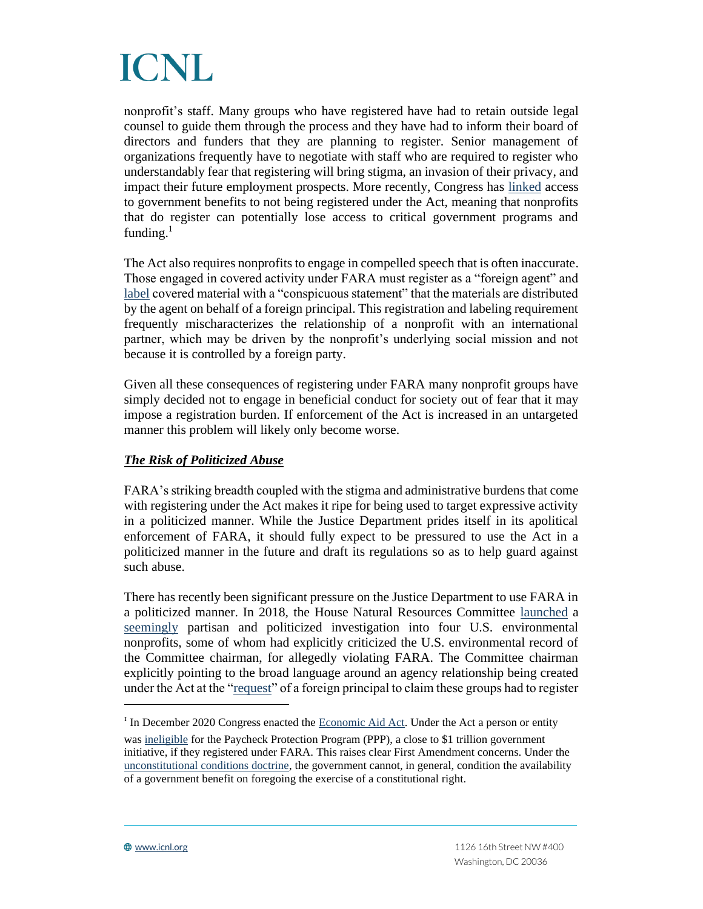nonprofit's staff. Many groups who have registered have had to retain outside legal counsel to guide them through the process and they have had to inform their board of directors and funders that they are planning to register. Senior management of organizations frequently have to negotiate with staff who are required to register who understandably fear that registering will bring stigma, an invasion of their privacy, and impact their future employment prospects. More recently, Congress has linked access to government benefits to not being registered under the Act, meaning that nonprofits that do register can potentially lose access to critical government programs and funding.[1]

The Act also requires nonprofits to engage in compelled speech that is often inaccurate. Those engaged in covered activity under FARA must register as a "foreign agent" and label covered material with a "conspicuous statement" that the materials are distributed by the agent on behalf of a foreign principal. This registration and labeling requirement frequently mischaracterizes the relationship of a nonprofit with an international partner, which may be driven by the nonprofit's underlying social mission and not because it is controlled by a foreign party.

Given all these consequences of registering under FARA many nonprofit groups have simply decided not to engage in beneficial conduct for society out of fear that it may impose a registration burden. If enforcement of the Act is increased in an untargeted manner this problem will likely only become worse.

***The Risk of Politicized Abuse***

FARA's striking breadth coupled with the stigma and administrative burdens that come with registering under the Act makes it ripe for being used to target expressive activity in a politicized manner. While the Justice Department prides itself in its apolitical enforcement of FARA, it should fully expect to be pressured to use the Act in a politicized manner in the future and draft its regulations so as to help guard against such abuse.

There has recently been significant pressure on the Justice Department to use FARA in a politicized manner. In 2018, the House Natural Resources Committee launched a seemingly partisan and politicized investigation into four U.S. environmental nonprofits, some of whom had explicitly criticized the U.S. environmental record of the Committee chairman, for allegedly violating FARA. The Committee chairman explicitly pointing to the broad language around an agency relationship being created under the Act at the "request" of a foreign principal to claim these groups had to register

---

[1] In December 2020 Congress enacted the Economic Aid Act. Under the Act a person or entity was ineligible for the Paycheck Protection Program (PPP), a close to $1 trillion government initiative, if they registered under FARA. This raises clear First Amendment concerns. Under the unconstitutional conditions doctrine, the government cannot, in general, condition the availability of a government benefit on foregoing the exercise of a constitutional right.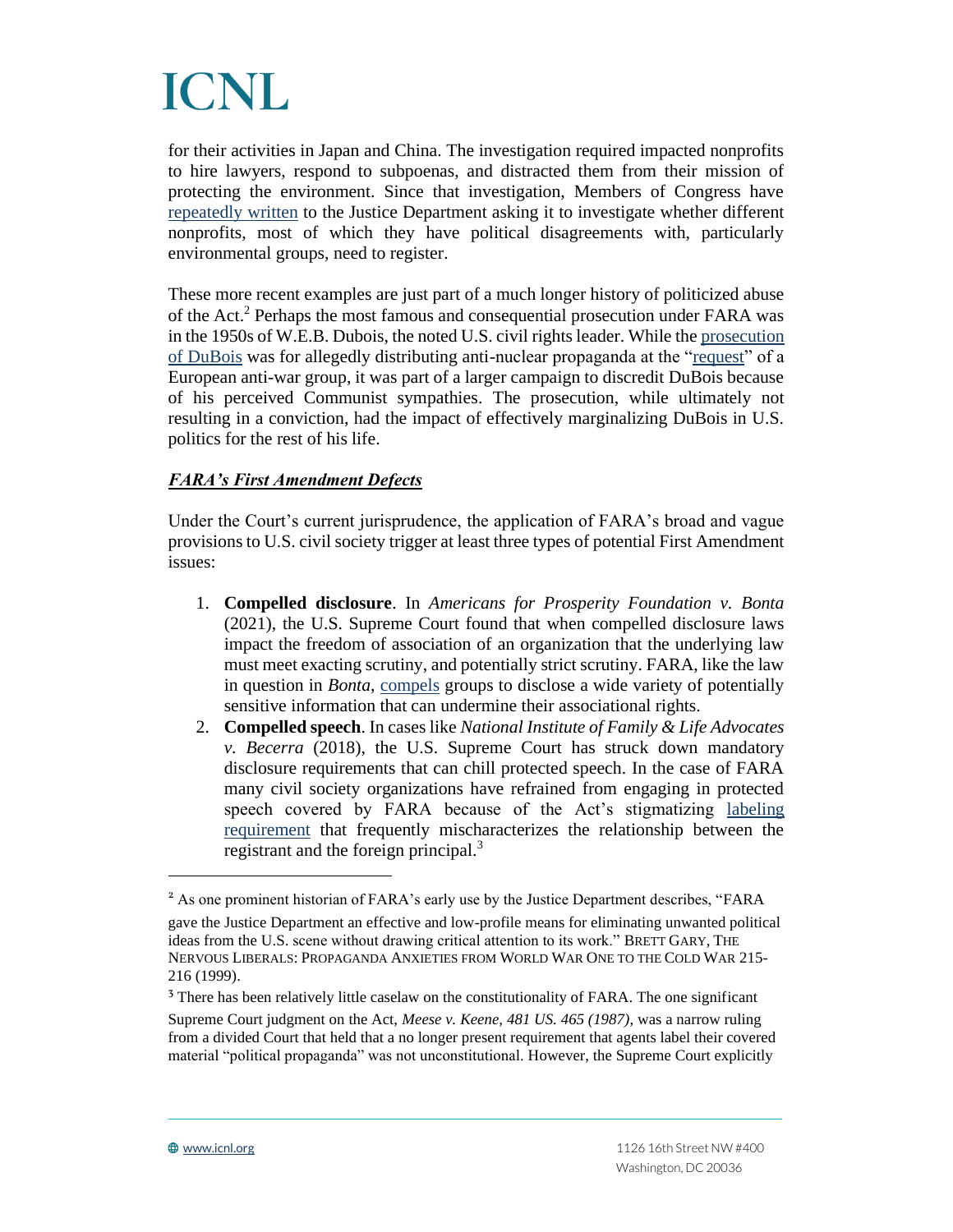for their activities in Japan and China. The investigation required impacted nonprofits to hire lawyers, respond to subpoenas, and distracted them from their mission of protecting the environment. Since that investigation, Members of Congress have repeatedly written to the Justice Department asking it to investigate whether different nonprofits, most of which they have political disagreements with, particularly environmental groups, need to register.

These more recent examples are just part of a much longer history of politicized abuse of the Act.[2] Perhaps the most famous and consequential prosecution under FARA was in the 1950s of W.E.B. Dubois, the noted U.S. civil rights leader. While the prosecution of DuBois was for allegedly distributing anti-nuclear propaganda at the "request" of a European anti-war group, it was part of a larger campaign to discredit DuBois because of his perceived Communist sympathies. The prosecution, while ultimately not resulting in a conviction, had the impact of effectively marginalizing DuBois in U.S. politics for the rest of his life.

***FARA's First Amendment Defects***

Under the Court's current jurisprudence, the application of FARA's broad and vague provisions to U.S. civil society trigger at least three types of potential First Amendment issues:

1. **Compelled disclosure**. In *Americans for Prosperity Foundation v. Bonta* (2021), the U.S. Supreme Court found that when compelled disclosure laws impact the freedom of association of an organization that the underlying law must meet exacting scrutiny, and potentially strict scrutiny. FARA, like the law in question in *Bonta*, compels groups to disclose a wide variety of potentially sensitive information that can undermine their associational rights.
2. **Compelled speech**. In cases like *National Institute of Family & Life Advocates v. Becerra* (2018), the U.S. Supreme Court has struck down mandatory disclosure requirements that can chill protected speech. In the case of FARA many civil society organizations have refrained from engaging in protected speech covered by FARA because of the Act's stigmatizing labeling requirement that frequently mischaracterizes the relationship between the registrant and the foreign principal.[3]

---

[2] As one prominent historian of FARA's early use by the Justice Department describes, "FARA gave the Justice Department an effective and low-profile means for eliminating unwanted political ideas from the U.S. scene without drawing critical attention to its work." BRETT GARY, THE NERVOUS LIBERALS: PROPAGANDA ANXIETIES FROM WORLD WAR ONE TO THE COLD WAR 215-216 (1999).

[3] There has been relatively little caselaw on the constitutionality of FARA. The one significant Supreme Court judgment on the Act, *Meese v. Keene, 481 US. 465 (1987)*, was a narrow ruling from a divided Court that held that a no longer present requirement that agents label their covered material "political propaganda" was not unconstitutional. However, the Supreme Court explicitly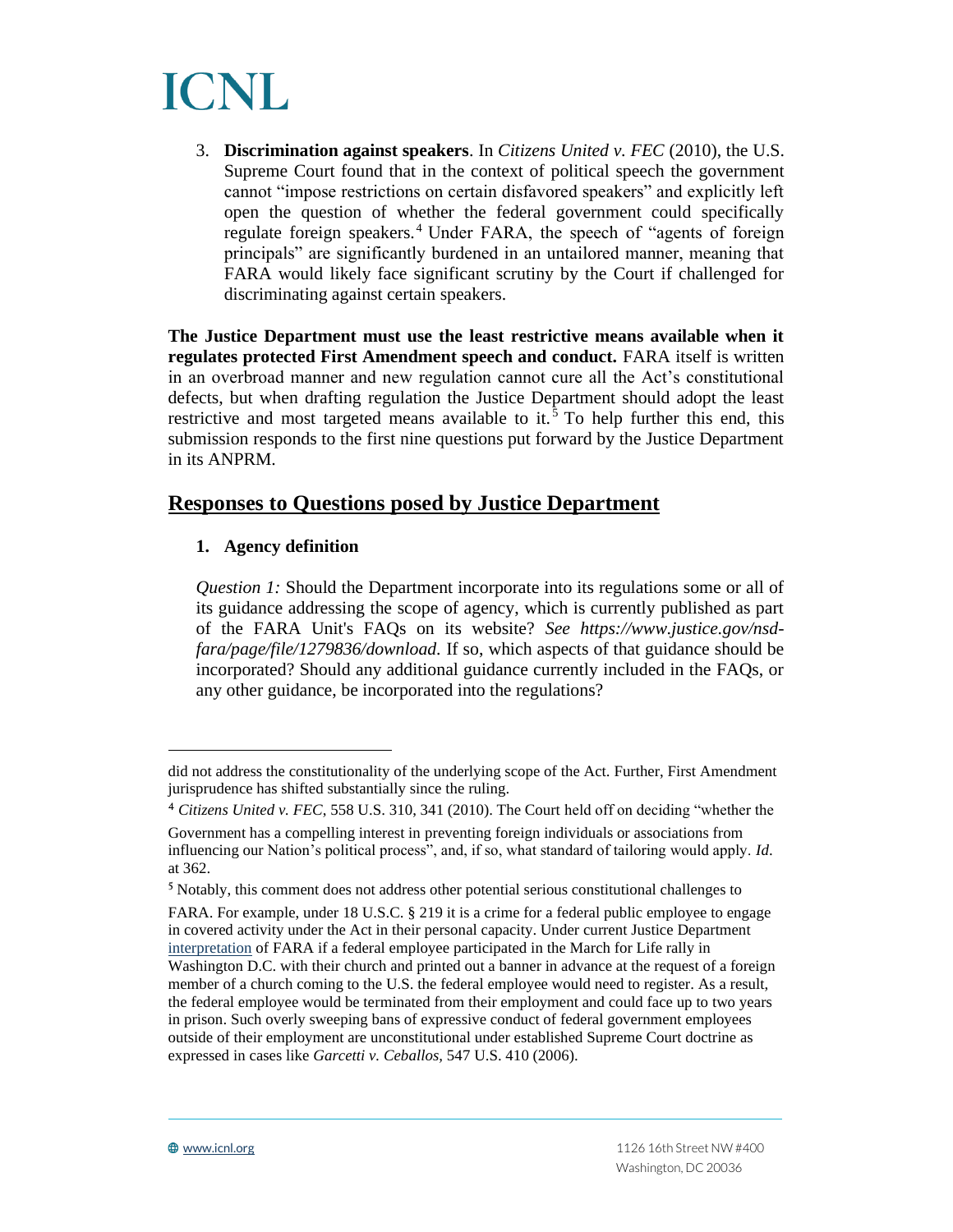3. **Discrimination against speakers**. In *Citizens United v. FEC* (2010), the U.S. Supreme Court found that in the context of political speech the government cannot "impose restrictions on certain disfavored speakers" and explicitly left open the question of whether the federal government could specifically regulate foreign speakers.[4] Under FARA, the speech of "agents of foreign principals" are significantly burdened in an untailored manner, meaning that FARA would likely face significant scrutiny by the Court if challenged for discriminating against certain speakers.

**The Justice Department must use the least restrictive means available when it regulates protected First Amendment speech and conduct.** FARA itself is written in an overbroad manner and new regulation cannot cure all the Act's constitutional defects, but when drafting regulation the Justice Department should adopt the least restrictive and most targeted means available to it.[5] To help further this end, this submission responds to the first nine questions put forward by the Justice Department in its ANPRM.

## Responses to Questions posed by Justice Department

### 1. Agency definition

*Question 1:* Should the Department incorporate into its regulations some or all of its guidance addressing the scope of agency, which is currently published as part of the FARA Unit's FAQs on its website? *See https://www.justice.gov/nsd-fara/page/file/1279836/download.* If so, which aspects of that guidance should be incorporated? Should any additional guidance currently included in the FAQs, or any other guidance, be incorporated into the regulations?

---

did not address the constitutionality of the underlying scope of the Act. Further, First Amendment jurisprudence has shifted substantially since the ruling.

[4] *Citizens United v. FEC*, 558 U.S. 310, 341 (2010). The Court held off on deciding "whether the Government has a compelling interest in preventing foreign individuals or associations from influencing our Nation's political process", and, if so, what standard of tailoring would apply. *Id*. at 362.

[5] Notably, this comment does not address other potential serious constitutional challenges to FARA. For example, under 18 U.S.C. § 219 it is a crime for a federal public employee to engage in covered activity under the Act in their personal capacity. Under current Justice Department interpretation of FARA if a federal employee participated in the March for Life rally in Washington D.C. with their church and printed out a banner in advance at the request of a foreign member of a church coming to the U.S. the federal employee would need to register. As a result, the federal employee would be terminated from their employment and could face up to two years in prison. Such overly sweeping bans of expressive conduct of federal government employees outside of their employment are unconstitutional under established Supreme Court doctrine as expressed in cases like *Garcetti v. Ceballos*, 547 U.S. 410 (2006).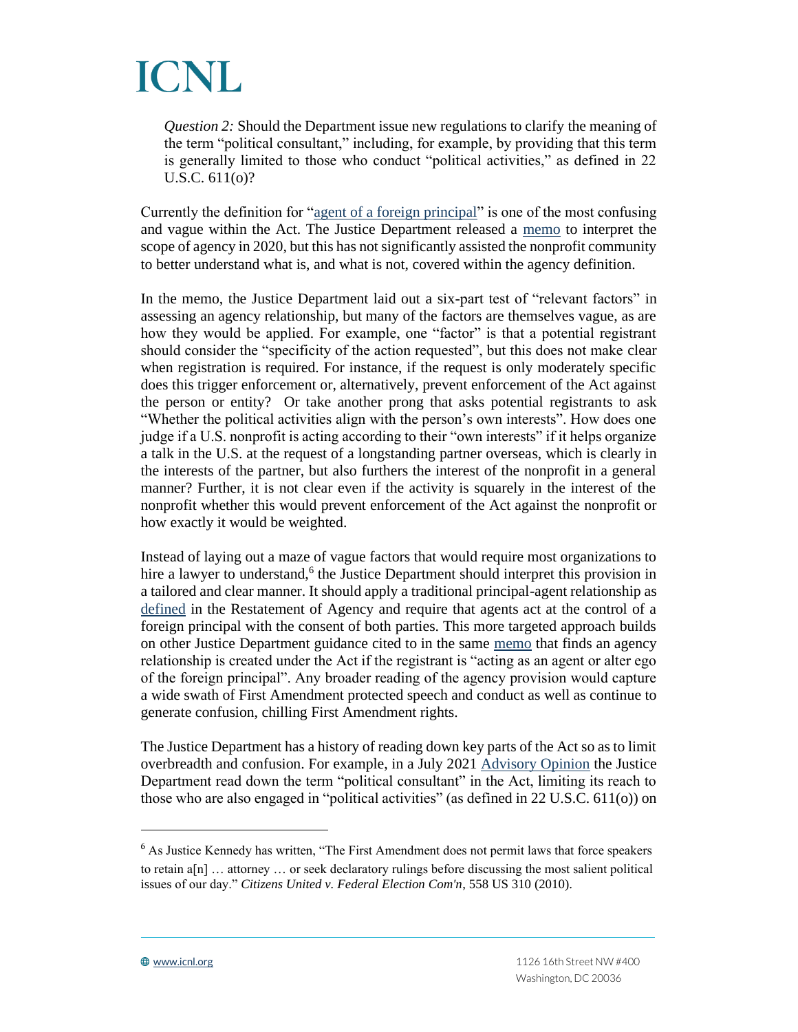*Question 2:* Should the Department issue new regulations to clarify the meaning of the term "political consultant," including, for example, by providing that this term is generally limited to those who conduct "political activities," as defined in 22 U.S.C. 611(o)?

Currently the definition for "agent of a foreign principal" is one of the most confusing and vague within the Act. The Justice Department released a memo to interpret the scope of agency in 2020, but this has not significantly assisted the nonprofit community to better understand what is, and what is not, covered within the agency definition.

In the memo, the Justice Department laid out a six-part test of "relevant factors" in assessing an agency relationship, but many of the factors are themselves vague, as are how they would be applied. For example, one "factor" is that a potential registrant should consider the "specificity of the action requested", but this does not make clear when registration is required. For instance, if the request is only moderately specific does this trigger enforcement or, alternatively, prevent enforcement of the Act against the person or entity? Or take another prong that asks potential registrants to ask "Whether the political activities align with the person's own interests". How does one judge if a U.S. nonprofit is acting according to their "own interests" if it helps organize a talk in the U.S. at the request of a longstanding partner overseas, which is clearly in the interests of the partner, but also furthers the interest of the nonprofit in a general manner? Further, it is not clear even if the activity is squarely in the interest of the nonprofit whether this would prevent enforcement of the Act against the nonprofit or how exactly it would be weighted.

Instead of laying out a maze of vague factors that would require most organizations to hire a lawyer to understand,[6] the Justice Department should interpret this provision in a tailored and clear manner. It should apply a traditional principal-agent relationship as defined in the Restatement of Agency and require that agents act at the control of a foreign principal with the consent of both parties. This more targeted approach builds on other Justice Department guidance cited to in the same memo that finds an agency relationship is created under the Act if the registrant is "acting as an agent or alter ego of the foreign principal". Any broader reading of the agency provision would capture a wide swath of First Amendment protected speech and conduct as well as continue to generate confusion, chilling First Amendment rights.

The Justice Department has a history of reading down key parts of the Act so as to limit overbreadth and confusion. For example, in a July 2021 Advisory Opinion the Justice Department read down the term "political consultant" in the Act, limiting its reach to those who are also engaged in "political activities" (as defined in 22 U.S.C. 611(o)) on

---

[6] As Justice Kennedy has written, "The First Amendment does not permit laws that force speakers to retain a[n] … attorney … or seek declaratory rulings before discussing the most salient political issues of our day." *Citizens United v. Federal Election Com'n*, 558 US 310 (2010).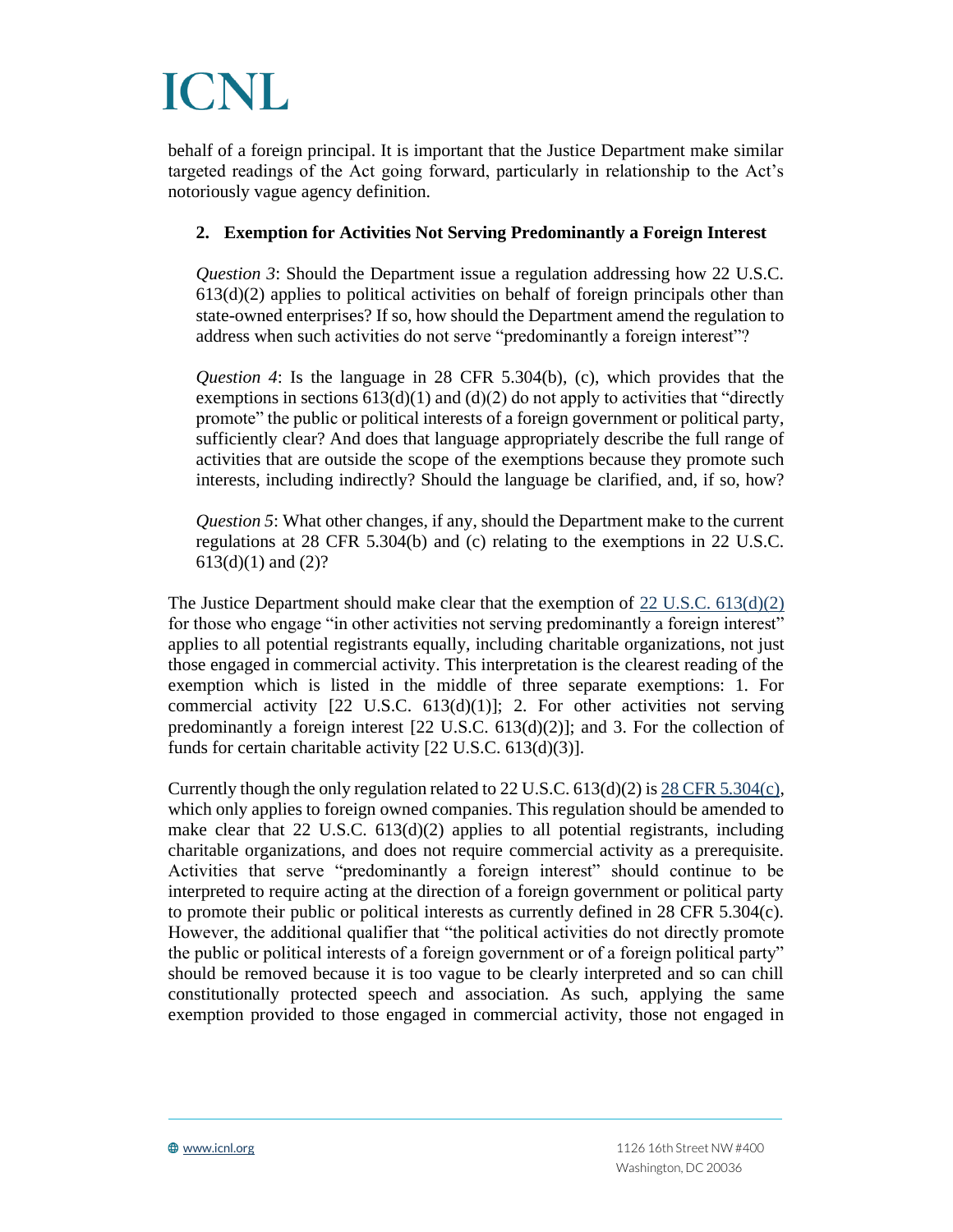behalf of a foreign principal. It is important that the Justice Department make similar targeted readings of the Act going forward, particularly in relationship to the Act's notoriously vague agency definition.

2. **Exemption for Activities Not Serving Predominantly a Foreign Interest**

> *Question 3*: Should the Department issue a regulation addressing how 22 U.S.C. 613(d)(2) applies to political activities on behalf of foreign principals other than state-owned enterprises? If so, how should the Department amend the regulation to address when such activities do not serve "predominantly a foreign interest"?
>
> *Question 4*: Is the language in 28 CFR 5.304(b), (c), which provides that the exemptions in sections 613(d)(1) and (d)(2) do not apply to activities that "directly promote" the public or political interests of a foreign government or political party, sufficiently clear? And does that language appropriately describe the full range of activities that are outside the scope of the exemptions because they promote such interests, including indirectly? Should the language be clarified, and, if so, how?
>
> *Question 5*: What other changes, if any, should the Department make to the current regulations at 28 CFR 5.304(b) and (c) relating to the exemptions in 22 U.S.C. 613(d)(1) and (2)?

The Justice Department should make clear that the exemption of 22 U.S.C. 613(d)(2) for those who engage "in other activities not serving predominantly a foreign interest" applies to all potential registrants equally, including charitable organizations, not just those engaged in commercial activity. This interpretation is the clearest reading of the exemption which is listed in the middle of three separate exemptions: 1. For commercial activity [22 U.S.C. 613(d)(1)]; 2. For other activities not serving predominantly a foreign interest [22 U.S.C. 613(d)(2)]; and 3. For the collection of funds for certain charitable activity [22 U.S.C. 613(d)(3)].

Currently though the only regulation related to 22 U.S.C. 613(d)(2) is 28 CFR 5.304(c), which only applies to foreign owned companies. This regulation should be amended to make clear that 22 U.S.C. 613(d)(2) applies to all potential registrants, including charitable organizations, and does not require commercial activity as a prerequisite. Activities that serve "predominantly a foreign interest" should continue to be interpreted to require acting at the direction of a foreign government or political party to promote their public or political interests as currently defined in 28 CFR 5.304(c). However, the additional qualifier that "the political activities do not directly promote the public or political interests of a foreign government or of a foreign political party" should be removed because it is too vague to be clearly interpreted and so can chill constitutionally protected speech and association. As such, applying the same exemption provided to those engaged in commercial activity, those not engaged in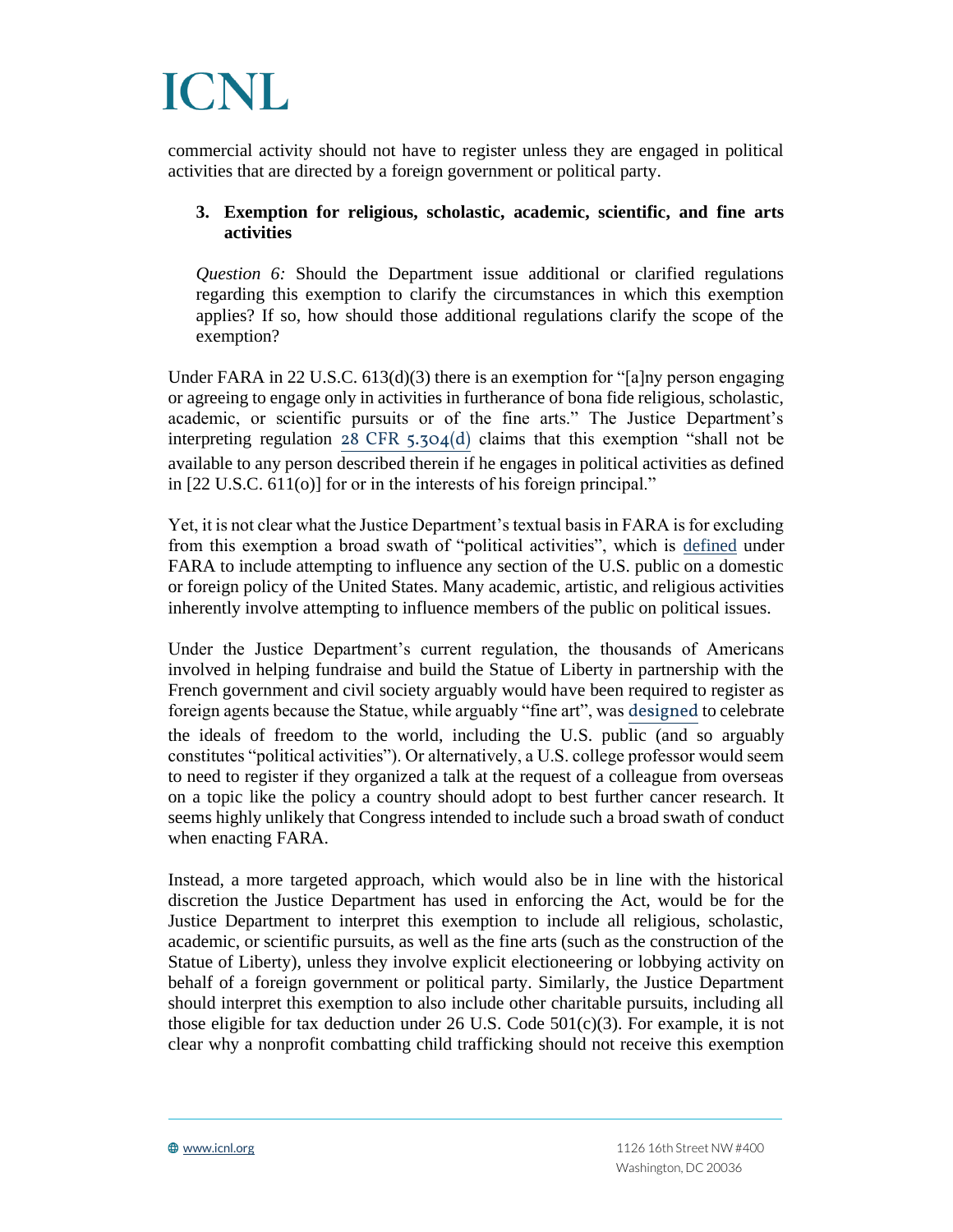commercial activity should not have to register unless they are engaged in political activities that are directed by a foreign government or political party.

3. **Exemption for religious, scholastic, academic, scientific, and fine arts activities**

*Question 6:* Should the Department issue additional or clarified regulations regarding this exemption to clarify the circumstances in which this exemption applies? If so, how should those additional regulations clarify the scope of the exemption?

Under FARA in 22 U.S.C. 613(d)(3) there is an exemption for "[a]ny person engaging or agreeing to engage only in activities in furtherance of bona fide religious, scholastic, academic, or scientific pursuits or of the fine arts." The Justice Department's interpreting regulation 28 CFR 5.304(d) claims that this exemption "shall not be available to any person described therein if he engages in political activities as defined in [22 U.S.C. 611(o)] for or in the interests of his foreign principal."

Yet, it is not clear what the Justice Department's textual basis in FARA is for excluding from this exemption a broad swath of "political activities", which is defined under FARA to include attempting to influence any section of the U.S. public on a domestic or foreign policy of the United States. Many academic, artistic, and religious activities inherently involve attempting to influence members of the public on political issues.

Under the Justice Department's current regulation, the thousands of Americans involved in helping fundraise and build the Statue of Liberty in partnership with the French government and civil society arguably would have been required to register as foreign agents because the Statue, while arguably "fine art", was designed to celebrate the ideals of freedom to the world, including the U.S. public (and so arguably constitutes "political activities"). Or alternatively, a U.S. college professor would seem to need to register if they organized a talk at the request of a colleague from overseas on a topic like the policy a country should adopt to best further cancer research. It seems highly unlikely that Congress intended to include such a broad swath of conduct when enacting FARA.

Instead, a more targeted approach, which would also be in line with the historical discretion the Justice Department has used in enforcing the Act, would be for the Justice Department to interpret this exemption to include all religious, scholastic, academic, or scientific pursuits, as well as the fine arts (such as the construction of the Statue of Liberty), unless they involve explicit electioneering or lobbying activity on behalf of a foreign government or political party. Similarly, the Justice Department should interpret this exemption to also include other charitable pursuits, including all those eligible for tax deduction under 26 U.S. Code 501(c)(3). For example, it is not clear why a nonprofit combatting child trafficking should not receive this exemption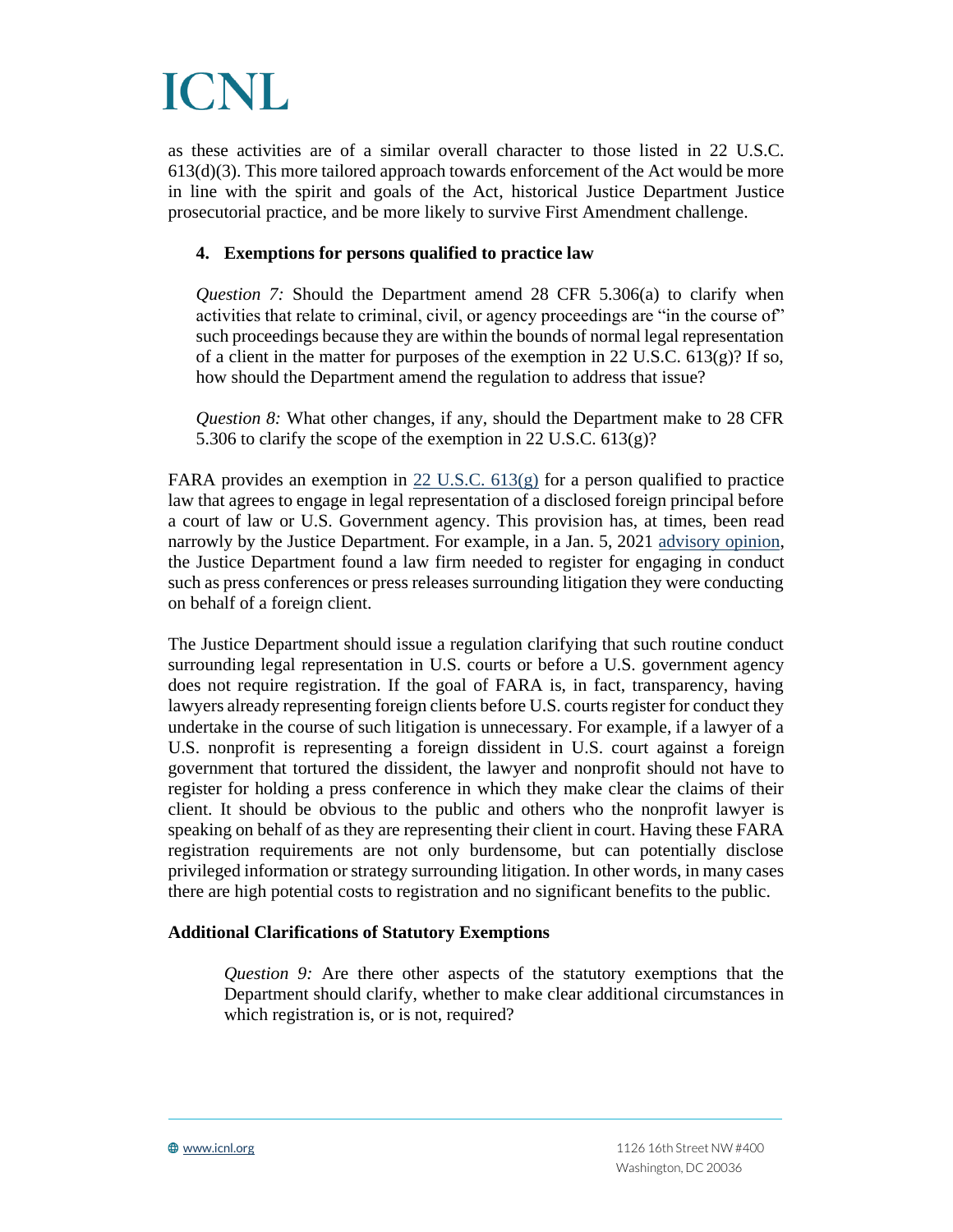as these activities are of a similar overall character to those listed in 22 U.S.C. 613(d)(3). This more tailored approach towards enforcement of the Act would be more in line with the spirit and goals of the Act, historical Justice Department Justice prosecutorial practice, and be more likely to survive First Amendment challenge.

### 4. Exemptions for persons qualified to practice law

> *Question 7:* Should the Department amend 28 CFR 5.306(a) to clarify when activities that relate to criminal, civil, or agency proceedings are "in the course of" such proceedings because they are within the bounds of normal legal representation of a client in the matter for purposes of the exemption in 22 U.S.C. 613(g)? If so, how should the Department amend the regulation to address that issue?
>
> *Question 8:* What other changes, if any, should the Department make to 28 CFR 5.306 to clarify the scope of the exemption in 22 U.S.C. 613(g)?

FARA provides an exemption in 22 U.S.C. 613(g) for a person qualified to practice law that agrees to engage in legal representation of a disclosed foreign principal before a court of law or U.S. Government agency. This provision has, at times, been read narrowly by the Justice Department. For example, in a Jan. 5, 2021 advisory opinion, the Justice Department found a law firm needed to register for engaging in conduct such as press conferences or press releases surrounding litigation they were conducting on behalf of a foreign client.

The Justice Department should issue a regulation clarifying that such routine conduct surrounding legal representation in U.S. courts or before a U.S. government agency does not require registration. If the goal of FARA is, in fact, transparency, having lawyers already representing foreign clients before U.S. courts register for conduct they undertake in the course of such litigation is unnecessary. For example, if a lawyer of a U.S. nonprofit is representing a foreign dissident in U.S. court against a foreign government that tortured the dissident, the lawyer and nonprofit should not have to register for holding a press conference in which they make clear the claims of their client. It should be obvious to the public and others who the nonprofit lawyer is speaking on behalf of as they are representing their client in court. Having these FARA registration requirements are not only burdensome, but can potentially disclose privileged information or strategy surrounding litigation. In other words, in many cases there are high potential costs to registration and no significant benefits to the public.

### Additional Clarifications of Statutory Exemptions

> *Question 9:* Are there other aspects of the statutory exemptions that the Department should clarify, whether to make clear additional circumstances in which registration is, or is not, required?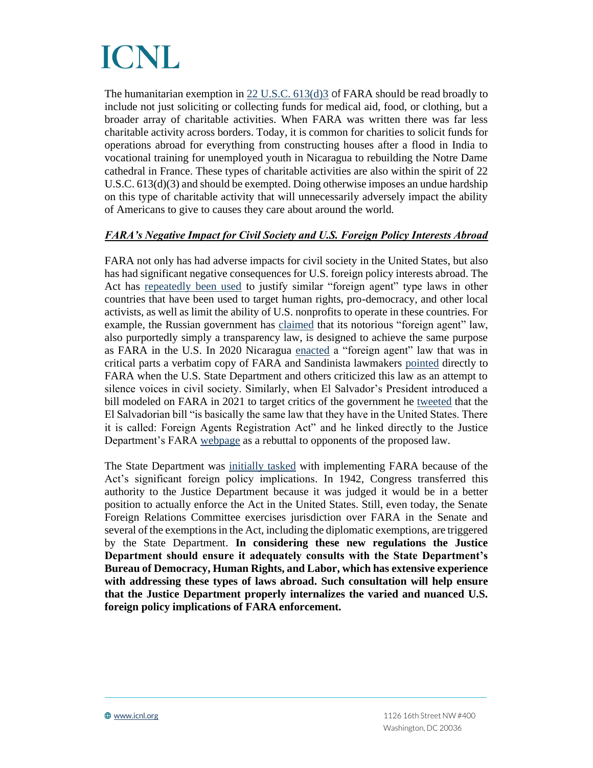The humanitarian exemption in 22 U.S.C. 613(d)3 of FARA should be read broadly to include not just soliciting or collecting funds for medical aid, food, or clothing, but a broader array of charitable activities. When FARA was written there was far less charitable activity across borders. Today, it is common for charities to solicit funds for operations abroad for everything from constructing houses after a flood in India to vocational training for unemployed youth in Nicaragua to rebuilding the Notre Dame cathedral in France. These types of charitable activities are also within the spirit of 22 U.S.C. 613(d)(3) and should be exempted. Doing otherwise imposes an undue hardship on this type of charitable activity that will unnecessarily adversely impact the ability of Americans to give to causes they care about around the world.

***FARA's Negative Impact for Civil Society and U.S. Foreign Policy Interests Abroad***

FARA not only has had adverse impacts for civil society in the United States, but also has had significant negative consequences for U.S. foreign policy interests abroad. The Act has repeatedly been used to justify similar "foreign agent" type laws in other countries that have been used to target human rights, pro-democracy, and other local activists, as well as limit the ability of U.S. nonprofits to operate in these countries. For example, the Russian government has claimed that its notorious "foreign agent" law, also purportedly simply a transparency law, is designed to achieve the same purpose as FARA in the U.S. In 2020 Nicaragua enacted a "foreign agent" law that was in critical parts a verbatim copy of FARA and Sandinista lawmakers pointed directly to FARA when the U.S. State Department and others criticized this law as an attempt to silence voices in civil society. Similarly, when El Salvador's President introduced a bill modeled on FARA in 2021 to target critics of the government he tweeted that the El Salvadorian bill "is basically the same law that they have in the United States. There it is called: Foreign Agents Registration Act" and he linked directly to the Justice Department's FARA webpage as a rebuttal to opponents of the proposed law.

The State Department was initially tasked with implementing FARA because of the Act's significant foreign policy implications. In 1942, Congress transferred this authority to the Justice Department because it was judged it would be in a better position to actually enforce the Act in the United States. Still, even today, the Senate Foreign Relations Committee exercises jurisdiction over FARA in the Senate and several of the exemptions in the Act, including the diplomatic exemptions, are triggered by the State Department. **In considering these new regulations the Justice Department should ensure it adequately consults with the State Department's Bureau of Democracy, Human Rights, and Labor, which has extensive experience with addressing these types of laws abroad. Such consultation will help ensure that the Justice Department properly internalizes the varied and nuanced U.S. foreign policy implications of FARA enforcement.**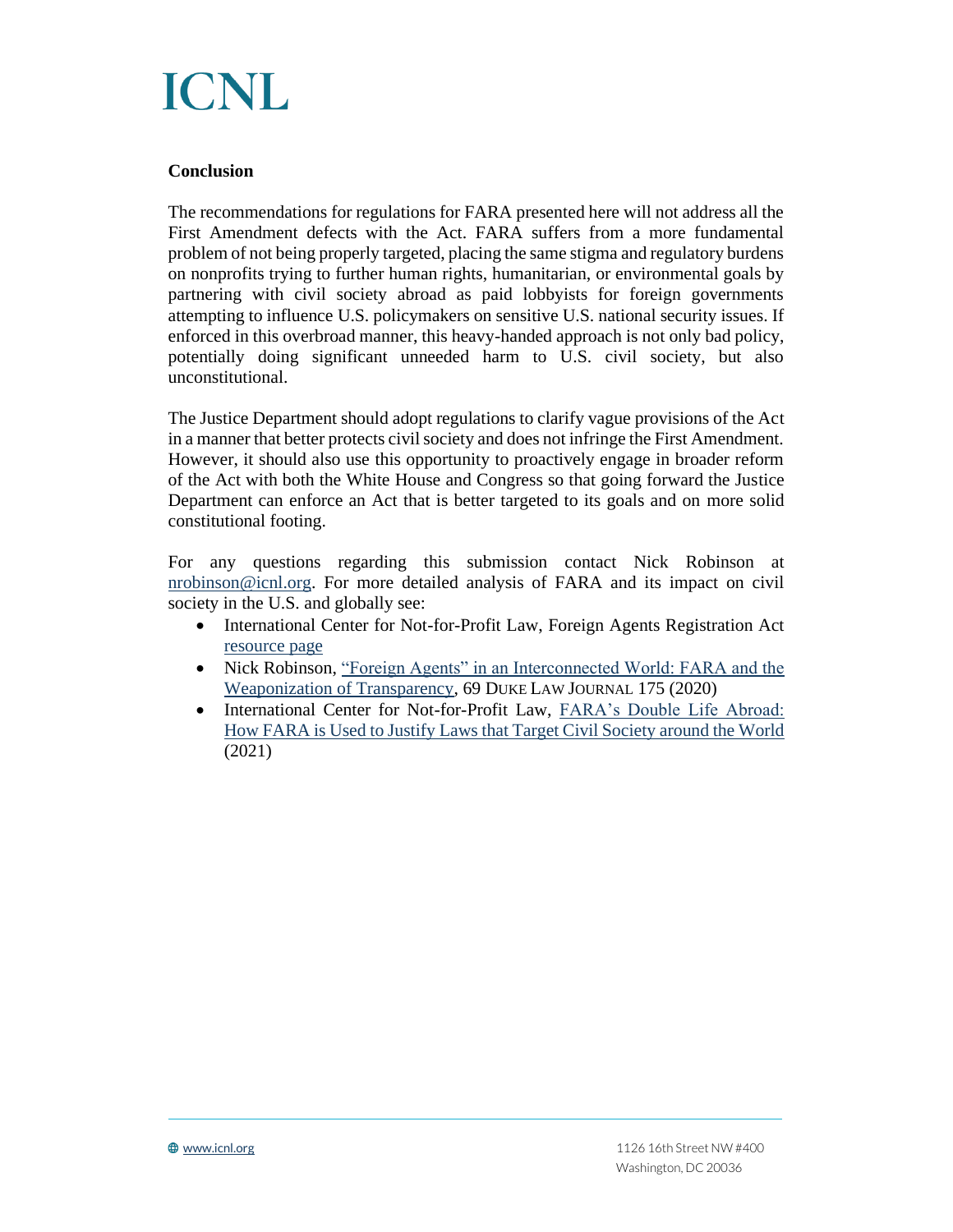### Conclusion

The recommendations for regulations for FARA presented here will not address all the First Amendment defects with the Act. FARA suffers from a more fundamental problem of not being properly targeted, placing the same stigma and regulatory burdens on nonprofits trying to further human rights, humanitarian, or environmental goals by partnering with civil society abroad as paid lobbyists for foreign governments attempting to influence U.S. policymakers on sensitive U.S. national security issues. If enforced in this overbroad manner, this heavy-handed approach is not only bad policy, potentially doing significant unneeded harm to U.S. civil society, but also unconstitutional.

The Justice Department should adopt regulations to clarify vague provisions of the Act in a manner that better protects civil society and does not infringe the First Amendment. However, it should also use this opportunity to proactively engage in broader reform of the Act with both the White House and Congress so that going forward the Justice Department can enforce an Act that is better targeted to its goals and on more solid constitutional footing.

For any questions regarding this submission contact Nick Robinson at nrobinson@icnl.org. For more detailed analysis of FARA and its impact on civil society in the U.S. and globally see:

- International Center for Not-for-Profit Law, Foreign Agents Registration Act resource page
- Nick Robinson, "Foreign Agents" in an Interconnected World: FARA and the Weaponization of Transparency, 69 Duke Law Journal 175 (2020)
- International Center for Not-for-Profit Law, FARA's Double Life Abroad: How FARA is Used to Justify Laws that Target Civil Society around the World (2021)